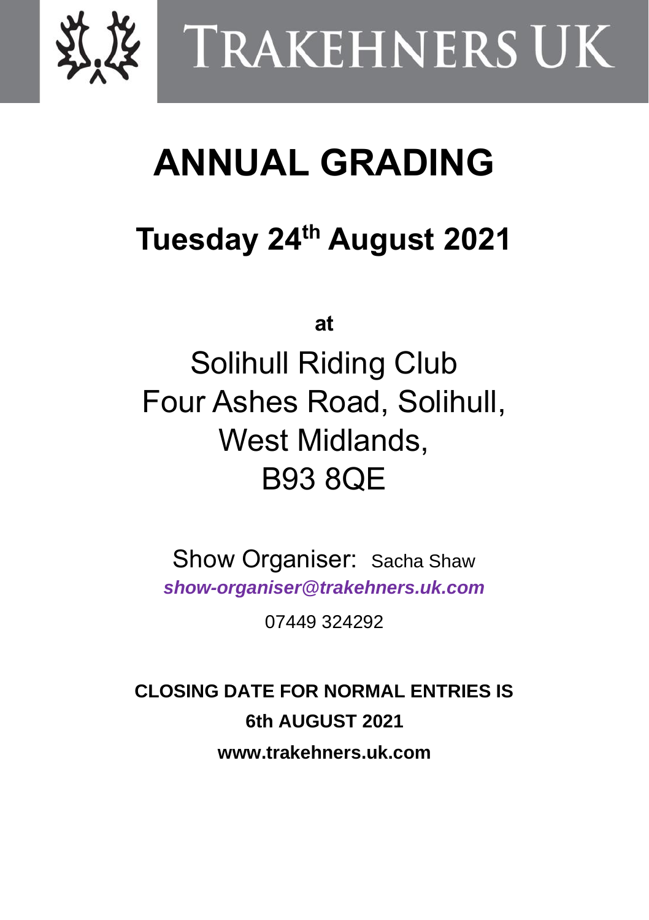# TRAKEHNERS UK

# ANNUAL GRADING

## Tuesday 24th August 2021

**at**

Solihull Riding Club
Four Ashes Road, Solihull,
West Midlands,
B93 8QE

Show Organiser: Sacha Shaw
***show-organiser@trakehners.uk.com***

07449 324292

**CLOSING DATE FOR NORMAL ENTRIES IS**
**6th AUGUST 2021**
**www.trakehners.uk.com**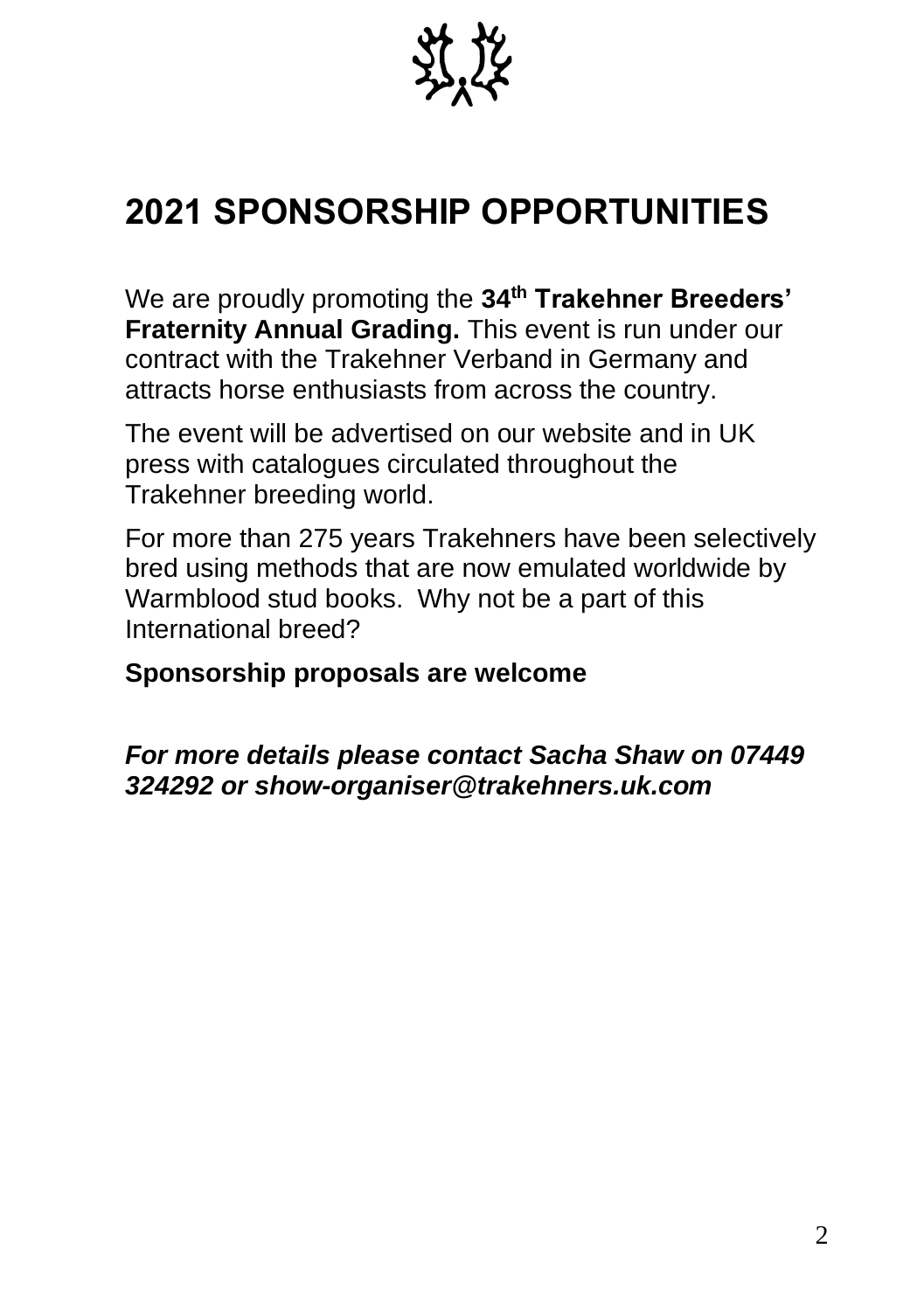# 2021 SPONSORSHIP OPPORTUNITIES

We are proudly promoting the **34th Trakehner Breeders' Fraternity Annual Grading.** This event is run under our contract with the Trakehner Verband in Germany and attracts horse enthusiasts from across the country.

The event will be advertised on our website and in UK press with catalogues circulated throughout the Trakehner breeding world.

For more than 275 years Trakehners have been selectively bred using methods that are now emulated worldwide by Warmblood stud books. Why not be a part of this International breed?

**Sponsorship proposals are welcome**

***For more details please contact Sacha Shaw on 07449 324292 or show-organiser@trakehners.uk.com***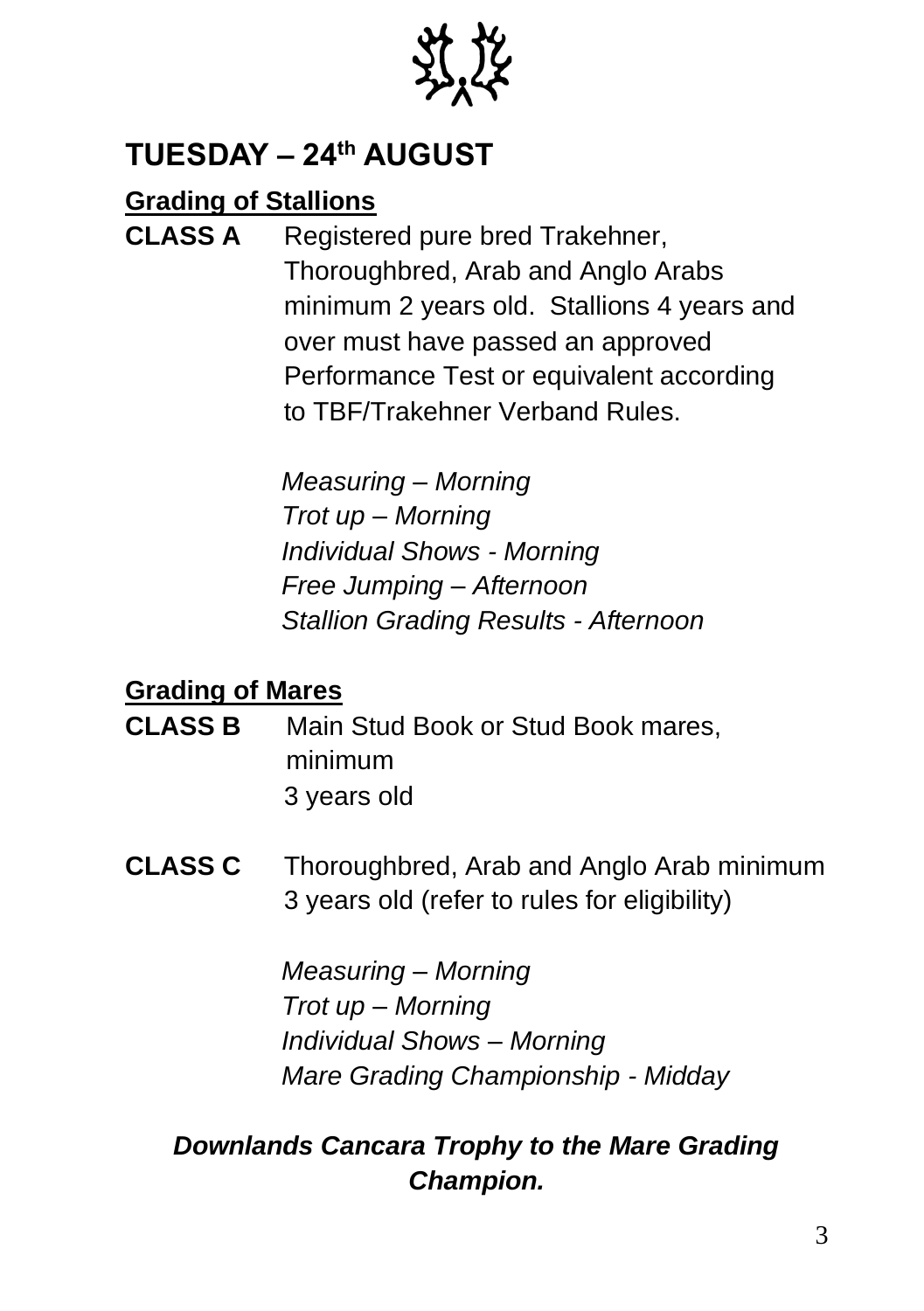# TUESDAY – 24th AUGUST

## Grading of Stallions

**CLASS A** Registered pure bred Trakehner, Thoroughbred, Arab and Anglo Arabs minimum 2 years old. Stallions 4 years and over must have passed an approved Performance Test or equivalent according to TBF/Trakehner Verband Rules.

*Measuring – Morning*
*Trot up – Morning*
*Individual Shows - Morning*
*Free Jumping – Afternoon*
*Stallion Grading Results - Afternoon*

## Grading of Mares

**CLASS B** Main Stud Book or Stud Book mares, minimum 3 years old

**CLASS C** Thoroughbred, Arab and Anglo Arab minimum 3 years old (refer to rules for eligibility)

*Measuring – Morning*
*Trot up – Morning*
*Individual Shows – Morning*
*Mare Grading Championship - Midday*

***Downlands Cancara Trophy to the Mare Grading Champion.***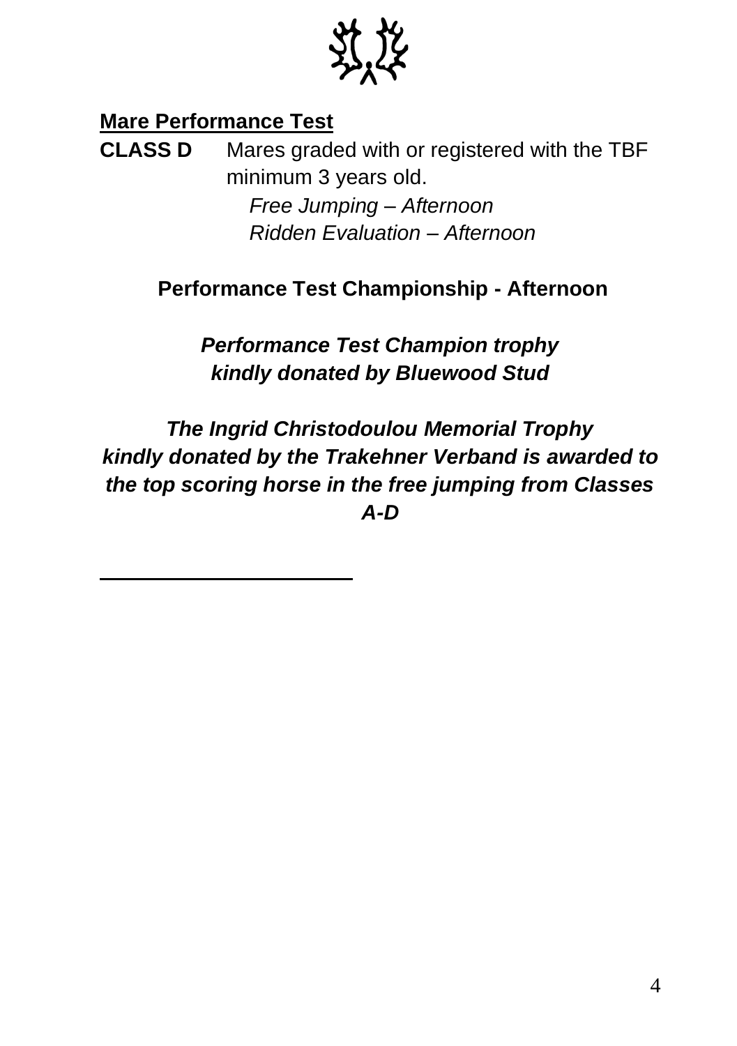## Mare Performance Test

**CLASS D** Mares graded with or registered with the TBF minimum 3 years old.

*Free Jumping – Afternoon*
*Ridden Evaluation – Afternoon*

**Performance Test Championship - Afternoon**

***Performance Test Champion trophy kindly donated by Bluewood Stud***

***The Ingrid Christodoulou Memorial Trophy kindly donated by the Trakehner Verband is awarded to the top scoring horse in the free jumping from Classes A-D***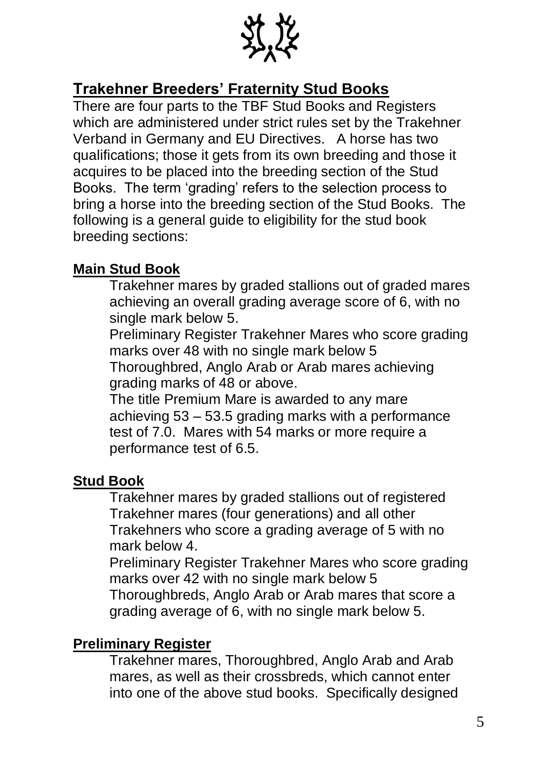## Trakehner Breeders' Fraternity Stud Books

There are four parts to the TBF Stud Books and Registers which are administered under strict rules set by the Trakehner Verband in Germany and EU Directives. A horse has two qualifications; those it gets from its own breeding and those it acquires to be placed into the breeding section of the Stud Books. The term 'grading' refers to the selection process to bring a horse into the breeding section of the Stud Books. The following is a general guide to eligibility for the stud book breeding sections:

### Main Stud Book

Trakehner mares by graded stallions out of graded mares achieving an overall grading average score of 6, with no single mark below 5.

Preliminary Register Trakehner Mares who score grading marks over 48 with no single mark below 5

Thoroughbred, Anglo Arab or Arab mares achieving grading marks of 48 or above.

The title Premium Mare is awarded to any mare achieving 53 – 53.5 grading marks with a performance test of 7.0. Mares with 54 marks or more require a performance test of 6.5.

### Stud Book

Trakehner mares by graded stallions out of registered Trakehner mares (four generations) and all other Trakehners who score a grading average of 5 with no mark below 4.

Preliminary Register Trakehner Mares who score grading marks over 42 with no single mark below 5

Thoroughbreds, Anglo Arab or Arab mares that score a grading average of 6, with no single mark below 5.

### Preliminary Register

Trakehner mares, Thoroughbred, Anglo Arab and Arab mares, as well as their crossbreds, which cannot enter into one of the above stud books. Specifically designed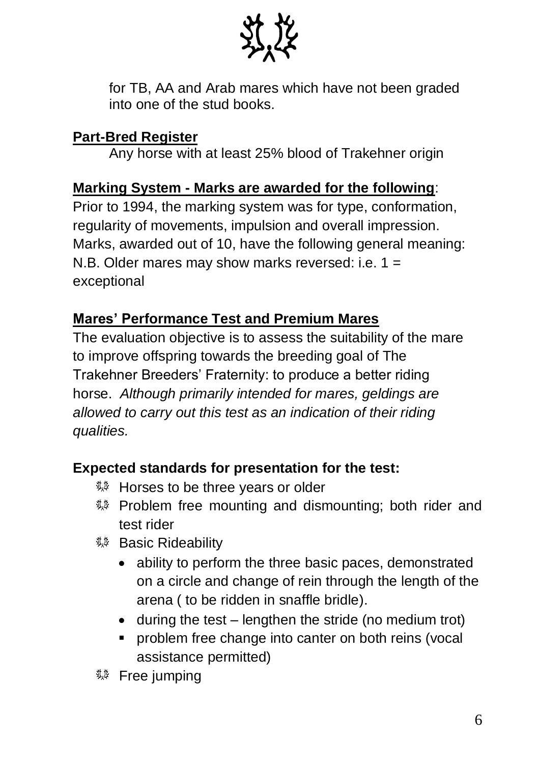for TB, AA and Arab mares which have not been graded into one of the stud books.

**Part-Bred Register**

Any horse with at least 25% blood of Trakehner origin

**Marking System - Marks are awarded for the following**:

Prior to 1994, the marking system was for type, conformation, regularity of movements, impulsion and overall impression. Marks, awarded out of 10, have the following general meaning: N.B. Older mares may show marks reversed: i.e. 1 = exceptional

**Mares' Performance Test and Premium Mares**

The evaluation objective is to assess the suitability of the mare to improve offspring towards the breeding goal of The Trakehner Breeders' Fraternity: to produce a better riding horse. *Although primarily intended for mares, geldings are allowed to carry out this test as an indication of their riding qualities.*

**Expected standards for presentation for the test:**

- Horses to be three years or older
- Problem free mounting and dismounting; both rider and test rider
- Basic Rideability
  - ability to perform the three basic paces, demonstrated on a circle and change of rein through the length of the arena ( to be ridden in snaffle bridle).
  - during the test – lengthen the stride (no medium trot)
  - problem free change into canter on both reins (vocal assistance permitted)
- Free jumping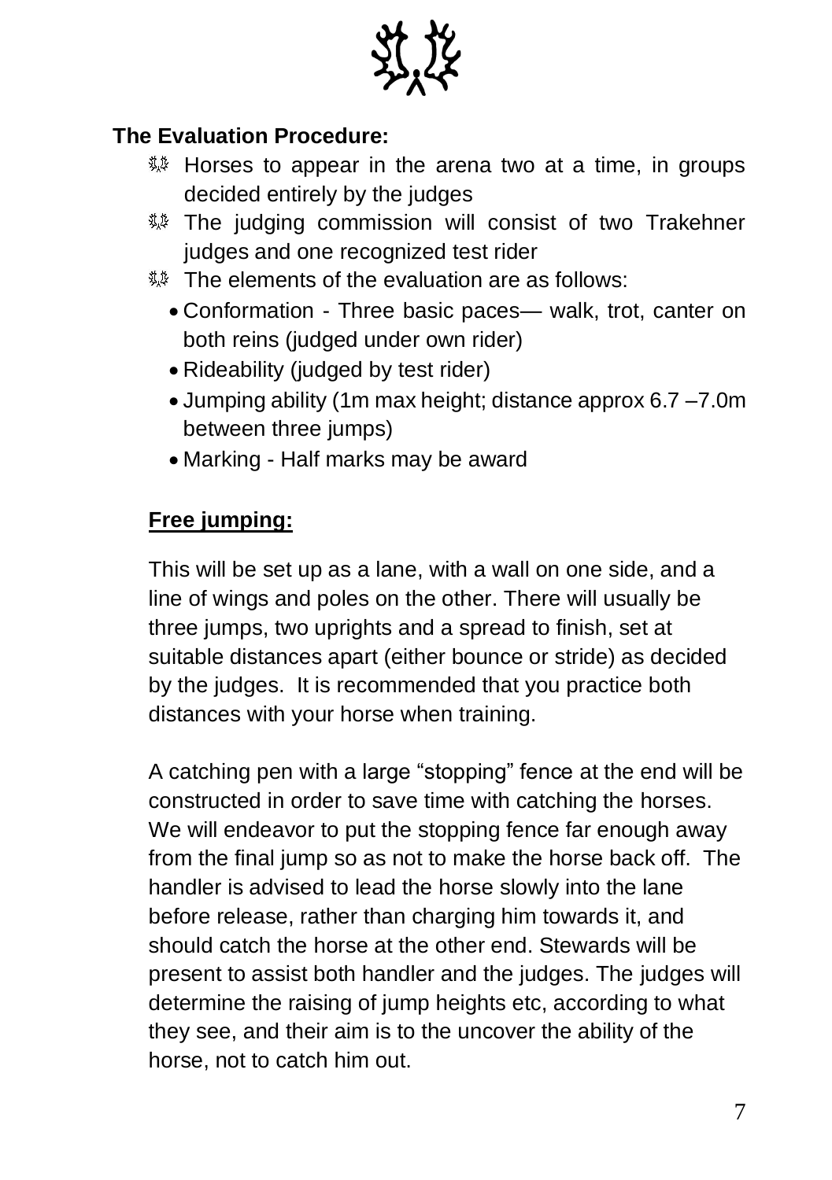## The Evaluation Procedure:

- Horses to appear in the arena two at a time, in groups decided entirely by the judges
- The judging commission will consist of two Trakehner judges and one recognized test rider
- The elements of the evaluation are as follows:
  - Conformation - Three basic paces— walk, trot, canter on both reins (judged under own rider)
  - Rideability (judged by test rider)
  - Jumping ability (1m max height; distance approx 6.7 –7.0m between three jumps)
  - Marking - Half marks may be award

**Free jumping:**

This will be set up as a lane, with a wall on one side, and a line of wings and poles on the other. There will usually be three jumps, two uprights and a spread to finish, set at suitable distances apart (either bounce or stride) as decided by the judges. It is recommended that you practice both distances with your horse when training.

A catching pen with a large "stopping" fence at the end will be constructed in order to save time with catching the horses. We will endeavor to put the stopping fence far enough away from the final jump so as not to make the horse back off. The handler is advised to lead the horse slowly into the lane before release, rather than charging him towards it, and should catch the horse at the other end. Stewards will be present to assist both handler and the judges. The judges will determine the raising of jump heights etc, according to what they see, and their aim is to the uncover the ability of the horse, not to catch him out.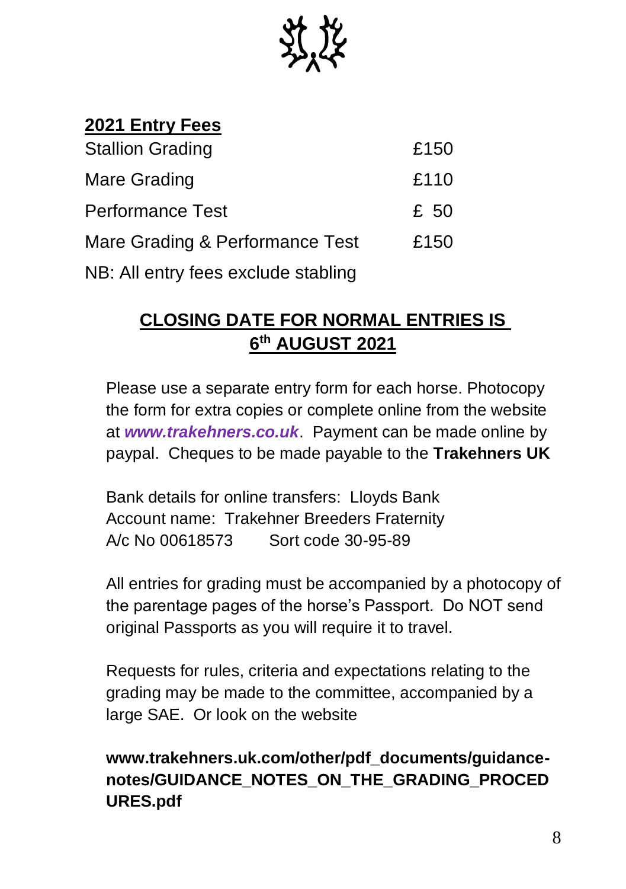## 2021 Entry Fees

| | |
|---|---|
| Stallion Grading | £150 |
| Mare Grading | £110 |
| Performance Test | £ 50 |
| Mare Grading & Performance Test | £150 |

NB: All entry fees exclude stabling

## CLOSING DATE FOR NORMAL ENTRIES IS 6th AUGUST 2021

Please use a separate entry form for each horse. Photocopy the form for extra copies or complete online from the website at ***www.trakehners.co.uk***. Payment can be made online by paypal. Cheques to be made payable to the **Trakehners UK**

Bank details for online transfers: Lloyds Bank
Account name: Trakehner Breeders Fraternity
A/c No 00618573 Sort code 30-95-89

All entries for grading must be accompanied by a photocopy of the parentage pages of the horse's Passport. Do NOT send original Passports as you will require it to travel.

Requests for rules, criteria and expectations relating to the grading may be made to the committee, accompanied by a large SAE. Or look on the website

**www.trakehners.uk.com/other/pdf_documents/guidance-notes/GUIDANCE_NOTES_ON_THE_GRADING_PROCEDURES.pdf**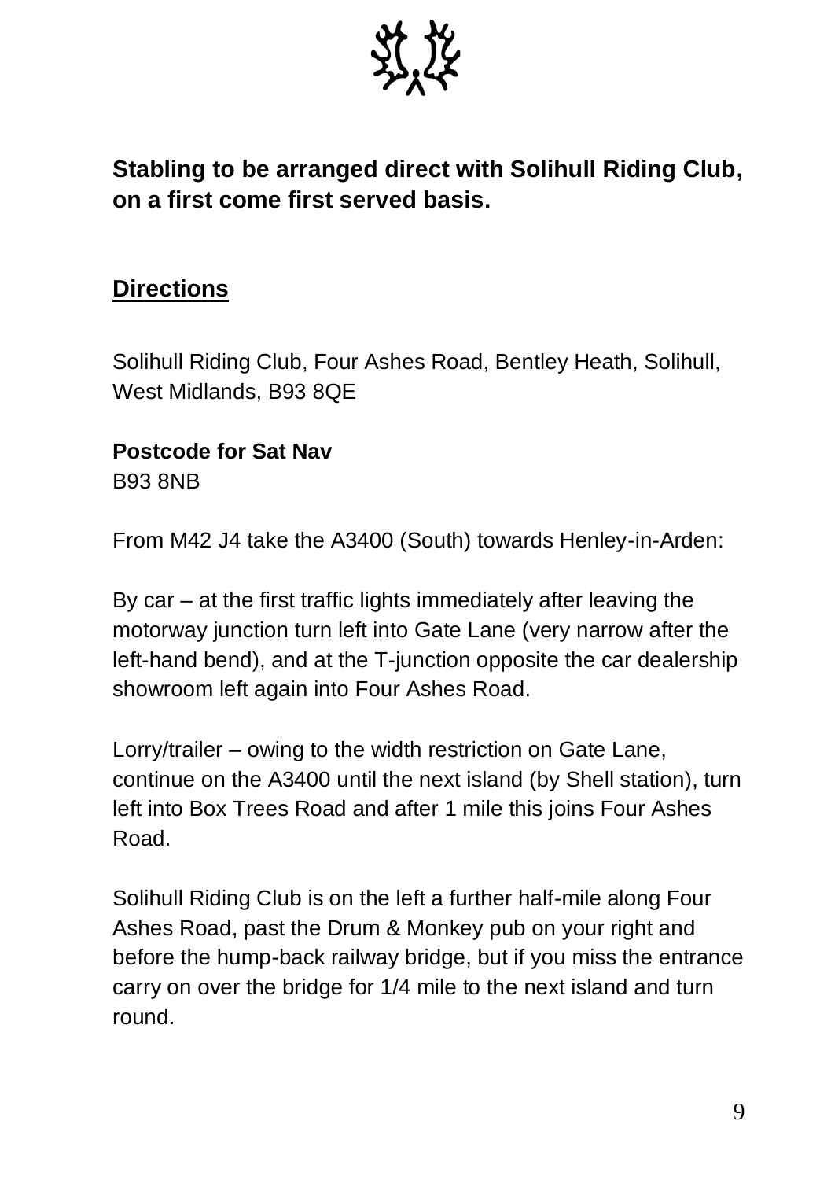**Stabling to be arranged direct with Solihull Riding Club, on a first come first served basis.**

## Directions

Solihull Riding Club, Four Ashes Road, Bentley Heath, Solihull, West Midlands, B93 8QE

**Postcode for Sat Nav**
B93 8NB

From M42 J4 take the A3400 (South) towards Henley-in-Arden:

By car – at the first traffic lights immediately after leaving the motorway junction turn left into Gate Lane (very narrow after the left-hand bend), and at the T-junction opposite the car dealership showroom left again into Four Ashes Road.

Lorry/trailer – owing to the width restriction on Gate Lane, continue on the A3400 until the next island (by Shell station), turn left into Box Trees Road and after 1 mile this joins Four Ashes Road.

Solihull Riding Club is on the left a further half-mile along Four Ashes Road, past the Drum & Monkey pub on your right and before the hump-back railway bridge, but if you miss the entrance carry on over the bridge for 1/4 mile to the next island and turn round.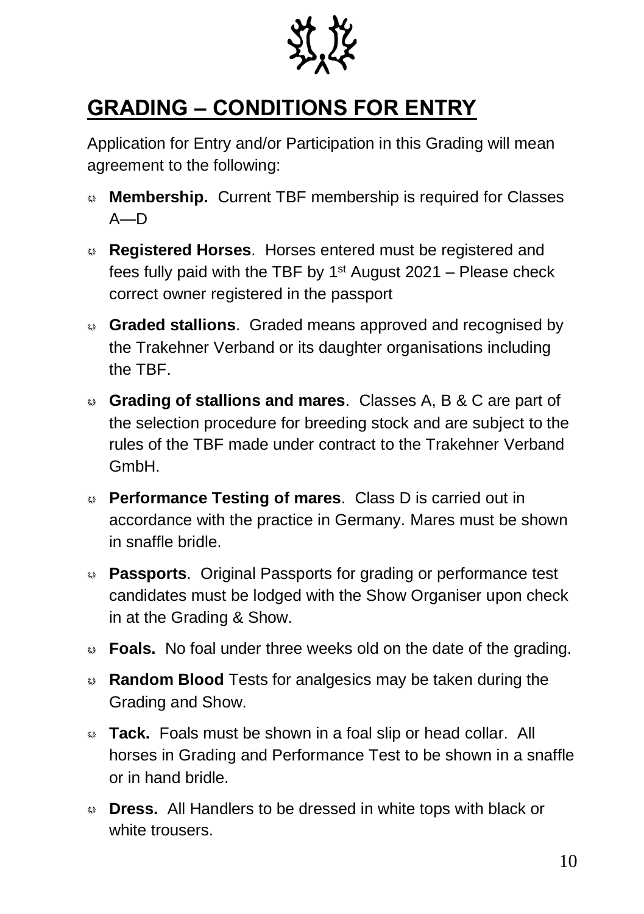## GRADING – CONDITIONS FOR ENTRY

Application for Entry and/or Participation in this Grading will mean agreement to the following:

- **Membership.** Current TBF membership is required for Classes A—D
- **Registered Horses**. Horses entered must be registered and fees fully paid with the TBF by 1st August 2021 – Please check correct owner registered in the passport
- **Graded stallions**. Graded means approved and recognised by the Trakehner Verband or its daughter organisations including the TBF.
- **Grading of stallions and mares**. Classes A, B & C are part of the selection procedure for breeding stock and are subject to the rules of the TBF made under contract to the Trakehner Verband GmbH.
- **Performance Testing of mares**. Class D is carried out in accordance with the practice in Germany. Mares must be shown in snaffle bridle.
- **Passports**. Original Passports for grading or performance test candidates must be lodged with the Show Organiser upon check in at the Grading & Show.
- **Foals.** No foal under three weeks old on the date of the grading.
- **Random Blood** Tests for analgesics may be taken during the Grading and Show.
- **Tack.** Foals must be shown in a foal slip or head collar. All horses in Grading and Performance Test to be shown in a snaffle or in hand bridle.
- **Dress.** All Handlers to be dressed in white tops with black or white trousers.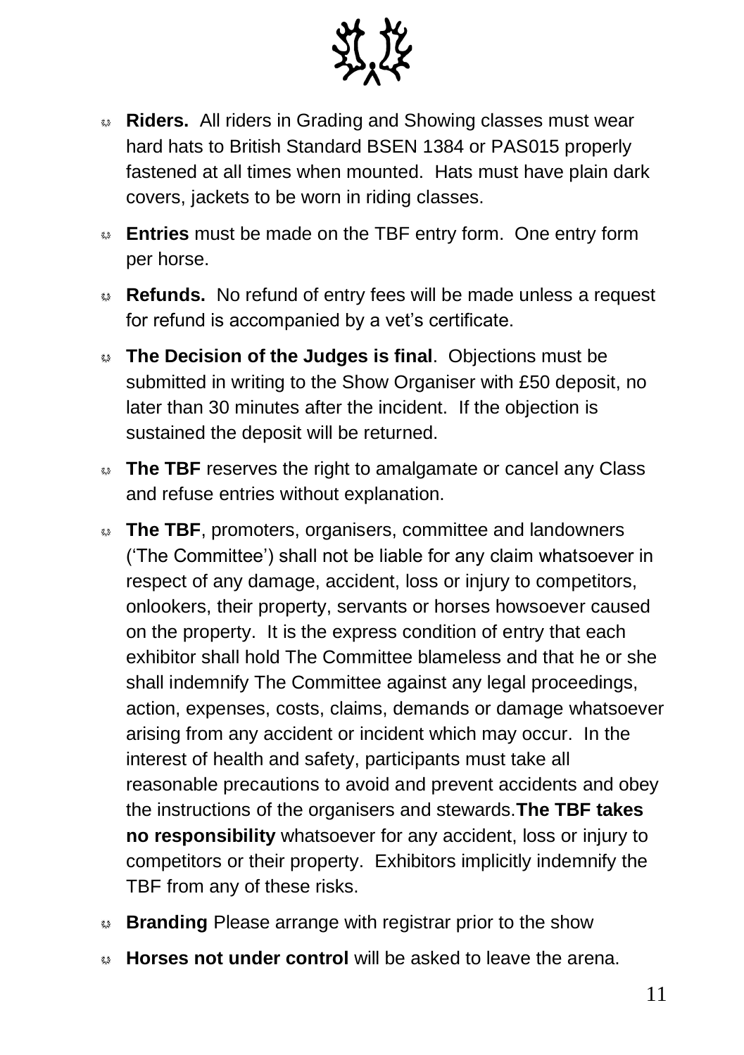- **Riders.** All riders in Grading and Showing classes must wear hard hats to British Standard BSEN 1384 or PAS015 properly fastened at all times when mounted. Hats must have plain dark covers, jackets to be worn in riding classes.
- **Entries** must be made on the TBF entry form. One entry form per horse.
- **Refunds.** No refund of entry fees will be made unless a request for refund is accompanied by a vet's certificate.
- **The Decision of the Judges is final**. Objections must be submitted in writing to the Show Organiser with £50 deposit, no later than 30 minutes after the incident. If the objection is sustained the deposit will be returned.
- **The TBF** reserves the right to amalgamate or cancel any Class and refuse entries without explanation.
- **The TBF**, promoters, organisers, committee and landowners ('The Committee') shall not be liable for any claim whatsoever in respect of any damage, accident, loss or injury to competitors, onlookers, their property, servants or horses howsoever caused on the property. It is the express condition of entry that each exhibitor shall hold The Committee blameless and that he or she shall indemnify The Committee against any legal proceedings, action, expenses, costs, claims, demands or damage whatsoever arising from any accident or incident which may occur. In the interest of health and safety, participants must take all reasonable precautions to avoid and prevent accidents and obey the instructions of the organisers and stewards.**The TBF takes no responsibility** whatsoever for any accident, loss or injury to competitors or their property. Exhibitors implicitly indemnify the TBF from any of these risks.
- **Branding** Please arrange with registrar prior to the show
- **Horses not under control** will be asked to leave the arena.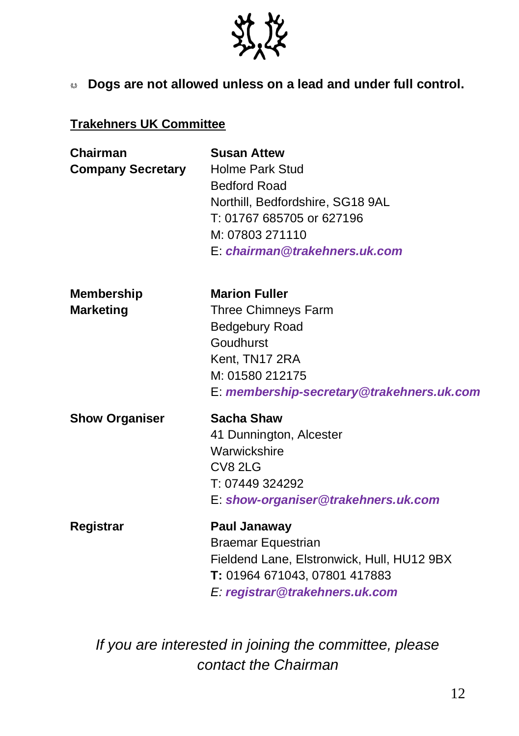- **Dogs are not allowed unless on a lead and under full control.**

## Trakehners UK Committee

| | |
|---|---|
| **Chairman**<br>**Company Secretary** | **Susan Attew**<br>Holme Park Stud<br>Bedford Road<br>Northill, Bedfordshire, SG18 9AL<br>T: 01767 685705 or 627196<br>M: 07803 271110<br>E: ***chairman@trakehners.uk.com*** |
| **Membership**<br>**Marketing** | **Marion Fuller**<br>Three Chimneys Farm<br>Bedgebury Road<br>Goudhurst<br>Kent, TN17 2RA<br>M: 01580 212175<br>E: ***membership-secretary@trakehners.uk.com*** |
| **Show Organiser** | **Sacha Shaw**<br>41 Dunnington, Alcester<br>Warwickshire<br>CV8 2LG<br>T: 07449 324292<br>E: ***show-organiser@trakehners.uk.com*** |
| **Registrar** | **Paul Janaway**<br>Braemar Equestrian<br>Fieldend Lane, Elstronwick, Hull, HU12 9BX<br>**T:** 01964 671043, 07801 417883<br>*E:* ***registrar@trakehners.uk.com*** |

*If you are interested in joining the committee, please contact the Chairman*